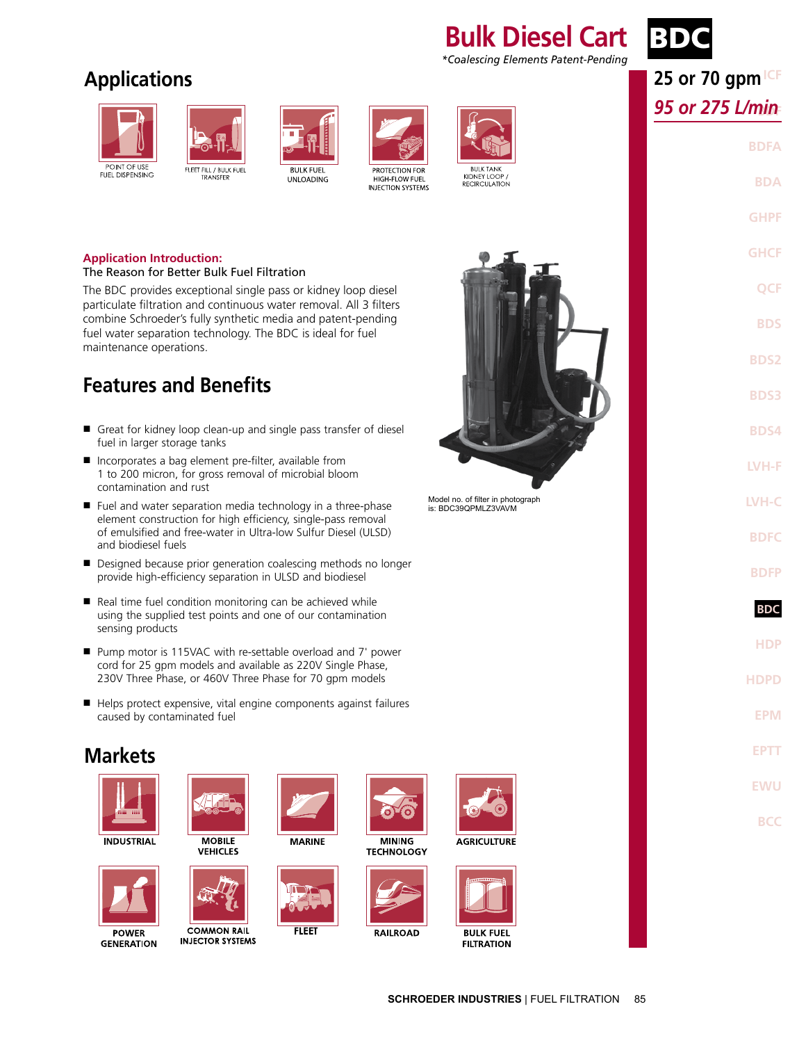# Bulk Diesel Cart BDC

*Coalescing Elements Patent-Pending*

**25 or 70 gpm**
*95 or 275 L/min*

## Applications

- POINT OF USE FUEL DISPENSING
- FLEET FILL / BULK FUEL TRANSFER
- BULK FUEL UNLOADING
- PROTECTION FOR HIGH-FLOW FUEL INJECTION SYSTEMS
- BULK TANK KIDNEY LOOP / RECIRCULATION

**Application Introduction:**
The Reason for Better Bulk Fuel Filtration

The BDC provides exceptional single pass or kidney loop diesel particulate filtration and continuous water removal. All 3 filters combine Schroeder's fully synthetic media and patent-pending fuel water separation technology. The BDC is ideal for fuel maintenance operations.

Model no. of filter in photograph is: BDC39QPMLZ3VAVM

## Features and Benefits

- Great for kidney loop clean-up and single pass transfer of diesel fuel in larger storage tanks
- Incorporates a bag element pre-filter, available from 1 to 200 micron, for gross removal of microbial bloom contamination and rust
- Fuel and water separation media technology in a three-phase element construction for high efficiency, single-pass removal of emulsified and free-water in Ultra-low Sulfur Diesel (ULSD) and biodiesel fuels
- Designed because prior generation coalescing methods no longer provide high-efficiency separation in ULSD and biodiesel
- Real time fuel condition monitoring can be achieved while using the supplied test points and one of our contamination sensing products
- Pump motor is 115VAC with re-settable overload and 7' power cord for 25 gpm models and available as 220V Single Phase, 230V Three Phase, or 460V Three Phase for 70 gpm models
- Helps protect expensive, vital engine components against failures caused by contaminated fuel

## Markets

- INDUSTRIAL
- MOBILE VEHICLES
- MARINE
- MINING TECHNOLOGY
- AGRICULTURE
- POWER GENERATION
- COMMON RAIL INJECTOR SYSTEMS
- FLEET
- RAILROAD
- BULK FUEL FILTRATION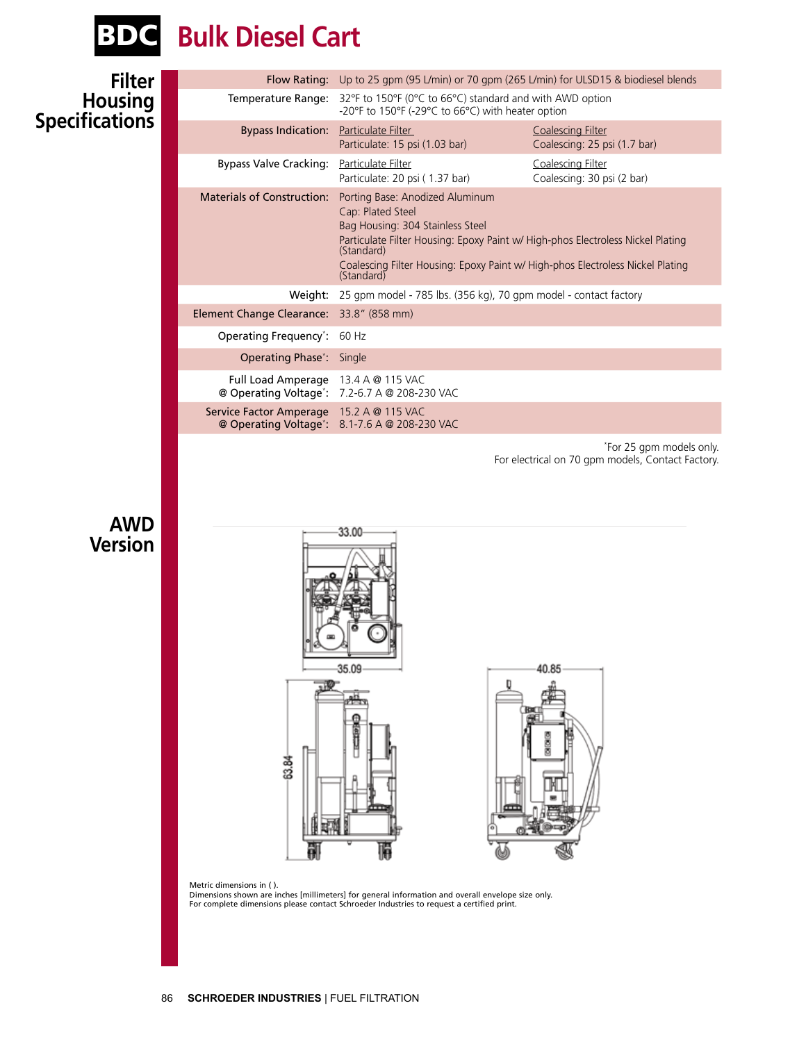# BDC Bulk Diesel Cart

## Filter Housing Specifications

| | | |
|---|---|---|
| Flow Rating: | Up to 25 gpm (95 L/min) or 70 gpm (265 L/min) for ULSD15 & biodiesel blends | |
| Temperature Range: | 32°F to 150°F (0°C to 66°C) standard and with AWD option<br>-20°F to 150°F (-29°C to 66°C) with heater option | |
| Bypass Indication: | Particulate Filter<br>Particulate: 15 psi (1.03 bar) | Coalescing Filter<br>Coalescing: 25 psi (1.7 bar) |
| Bypass Valve Cracking: | Particulate Filter<br>Particulate: 20 psi ( 1.37 bar) | Coalescing Filter<br>Coalescing: 30 psi (2 bar) |
| Materials of Construction: | Porting Base: Anodized Aluminum<br>Cap: Plated Steel<br>Bag Housing: 304 Stainless Steel<br>Particulate Filter Housing: Epoxy Paint w/ High-phos Electroless Nickel Plating (Standard)<br>Coalescing Filter Housing: Epoxy Paint w/ High-phos Electroless Nickel Plating (Standard) | |
| Weight: | 25 gpm model - 785 lbs. (356 kg), 70 gpm model - contact factory | |
| Element Change Clearance: | 33.8" (858 mm) | |
| Operating Frequency*: | 60 Hz | |
| Operating Phase*: | Single | |
| Full Load Amperage @ Operating Voltage*: | 13.4 A @ 115 VAC<br>7.2-6.7 A @ 208-230 VAC | |
| Service Factor Amperage @ Operating Voltage*: | 15.2 A @ 115 VAC<br>8.1-7.6 A @ 208-230 VAC | |

*For 25 gpm models only.
For electrical on 70 gpm models, Contact Factory.

## AWD Version

33.00

35.09

63.84

40.85

Metric dimensions in ( ).
Dimensions shown are inches [millimeters] for general information and overall envelope size only.
For complete dimensions please contact Schroeder Industries to request a certified print.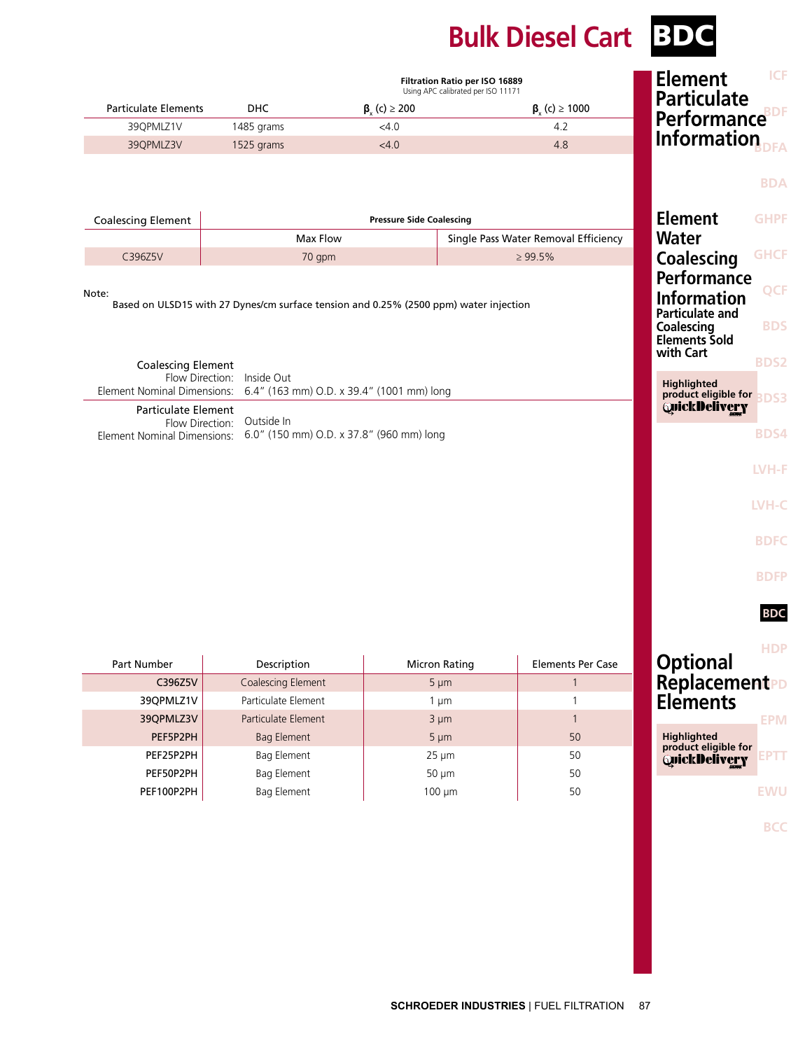# Bulk Diesel Cart BDC

## Element Particulate Performance Information

| Particulate Elements | DHC | Filtration Ratio per ISO 16889 (Using APC calibrated per ISO 11171) $\beta_x$ (c) ≥ 200 | $\beta_x$ (c) ≥ 1000 |
|---|---|---|---|
| 39QPMLZ1V | 1485 grams | <4.0 | 4.2 |
| 39QPMLZ3V | 1525 grams | <4.0 | 4.8 |

## Element Water Coalescing Performance Information

| Coalescing Element | Pressure Side Coalescing | |
|---|---|---|
| | Max Flow | Single Pass Water Removal Efficiency |
| C396Z5V | 70 gpm | ≥ 99.5% |

Note:
Based on ULSD15 with 27 Dynes/cm surface tension and 0.25% (2500 ppm) water injection

### Particulate and Coalescing Elements Sold with Cart

**Coalescing Element**
Flow Direction: Inside Out
Element Nominal Dimensions: 6.4" (163 mm) O.D. x 39.4" (1001 mm) long

**Particulate Element**
Flow Direction: Outside In
Element Nominal Dimensions: 6.0" (150 mm) O.D. x 37.8" (960 mm) long

Highlighted product eligible for QuickDelivery

## Optional Replacement Elements

| Part Number | Description | Micron Rating | Elements Per Case |
|---|---|---|---|
| C396Z5V | Coalescing Element | 5 µm | 1 |
| 39QPMLZ1V | Particulate Element | 1 µm | 1 |
| 39QPMLZ3V | Particulate Element | 3 µm | 1 |
| PEF5P2PH | Bag Element | 5 µm | 50 |
| PEF25P2PH | Bag Element | 25 µm | 50 |
| PEF50P2PH | Bag Element | 50 µm | 50 |
| PEF100P2PH | Bag Element | 100 µm | 50 |

Highlighted product eligible for QuickDelivery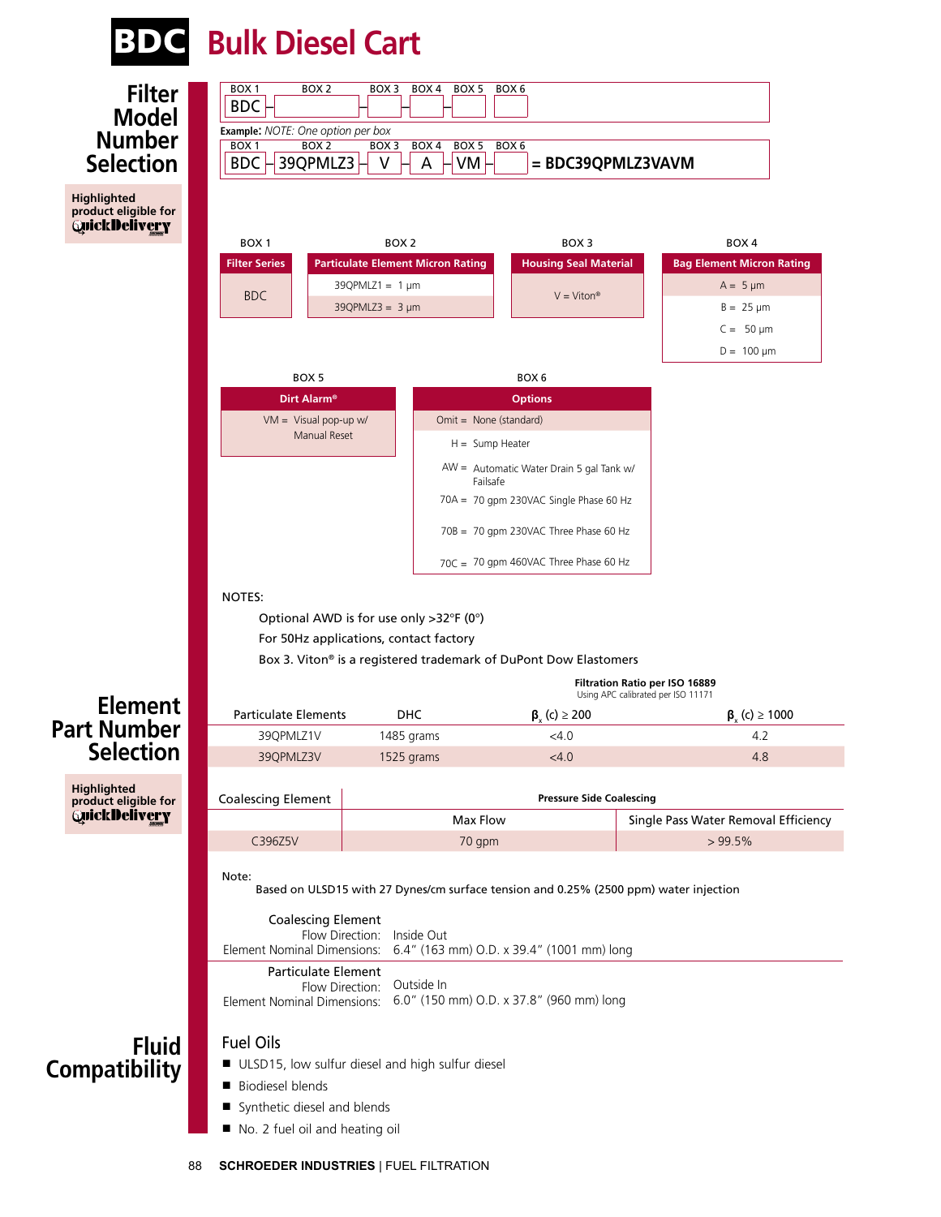# BDC Bulk Diesel Cart

## Filter Model Number Selection

Highlighted product eligible for QuickDelivery

| BOX 1 | BOX 2 | BOX 3 | BOX 4 | BOX 5 | BOX 6 |
|---|---|---|---|---|---|
| BDC | | | | | |

**Example:** *NOTE: One option per box*

| BOX 1 | BOX 2 | BOX 3 | BOX 4 | BOX 5 | BOX 6 | |
|---|---|---|---|---|---|---|
| BDC | 39QPMLZ3 | V | A | VM | | = BDC39QPMLZ3VAVM |

**BOX 1**

| Filter Series |
|---|
| BDC |

**BOX 2**

| Particulate Element Micron Rating |
|---|
| 39QPMLZ1 = 1 μm |
| 39QPMLZ3 = 3 μm |

**BOX 3**

| Housing Seal Material |
|---|
| V = Viton® |

**BOX 4**

| Bag Element Micron Rating |
|---|
| A = 5 μm |
| B = 25 μm |
| C = 50 μm |
| D = 100 μm |

**BOX 5**

| Dirt Alarm® |
|---|
| VM = Visual pop-up w/ Manual Reset |

**BOX 6**

| Options |
|---|
| Omit = None (standard) |
| H = Sump Heater |
| AW = Automatic Water Drain 5 gal Tank w/ Failsafe |
| 70A = 70 gpm 230VAC Single Phase 60 Hz |
| 70B = 70 gpm 230VAC Three Phase 60 Hz |
| 70C = 70 gpm 460VAC Three Phase 60 Hz |

NOTES:

Optional AWD is for use only >32°F (0°)

For 50Hz applications, contact factory

Box 3. Viton® is a registered trademark of DuPont Dow Elastomers

## Element Part Number Selection

Highlighted product eligible for QuickDelivery

| | | Filtration Ratio per ISO 16889 Using APC calibrated per ISO 11171 | |
|---|---|---|---|
| Particulate Elements | DHC | $\beta_x$ (c) ≥ 200 | $\beta_x$ (c) ≥ 1000 |
| 39QPMLZ1V | 1485 grams | <4.0 | 4.2 |
| 39QPMLZ3V | 1525 grams | <4.0 | 4.8 |

| Coalescing Element | Pressure Side Coalescing | |
|---|---|---|
| | Max Flow | Single Pass Water Removal Efficiency |
| C396Z5V | 70 gpm | > 99.5% |

Note:

Based on ULSD15 with 27 Dynes/cm surface tension and 0.25% (2500 ppm) water injection

**Coalescing Element**
Flow Direction: Inside Out
Element Nominal Dimensions: 6.4" (163 mm) O.D. x 39.4" (1001 mm) long

**Particulate Element**
Flow Direction: Outside In
Element Nominal Dimensions: 6.0" (150 mm) O.D. x 37.8" (960 mm) long

## Fluid Compatibility

### Fuel Oils

- ULSD15, low sulfur diesel and high sulfur diesel
- Biodiesel blends
- Synthetic diesel and blends
- No. 2 fuel oil and heating oil